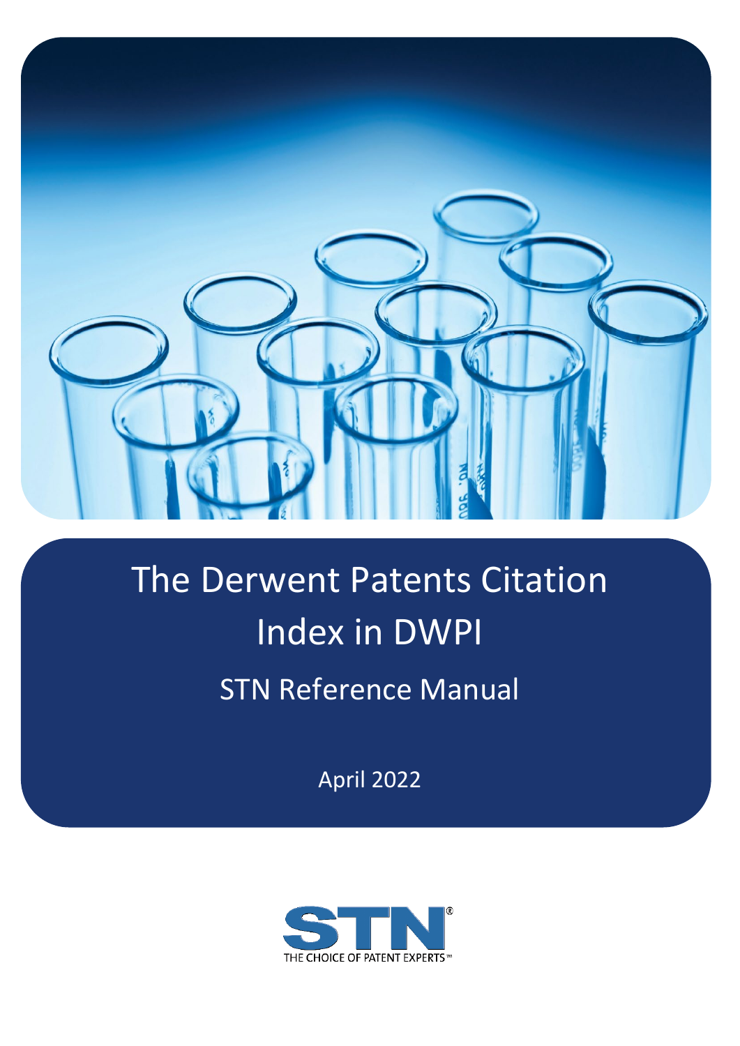# The Derwent Patents Citation Index in DWPI

## STN Reference Manual

April 2022

STN®

THE CHOICE OF PATENT EXPERTS™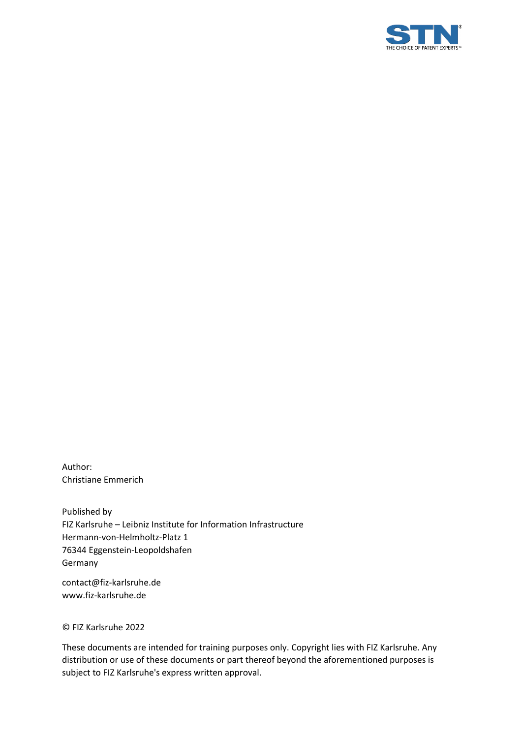Author:
Christiane Emmerich

Published by
FIZ Karlsruhe – Leibniz Institute for Information Infrastructure
Hermann-von-Helmholtz-Platz 1
76344 Eggenstein-Leopoldshafen
Germany

contact@fiz-karlsruhe.de
www.fiz-karlsruhe.de

© FIZ Karlsruhe 2022

These documents are intended for training purposes only. Copyright lies with FIZ Karlsruhe. Any distribution or use of these documents or part thereof beyond the aforementioned purposes is subject to FIZ Karlsruhe's express written approval.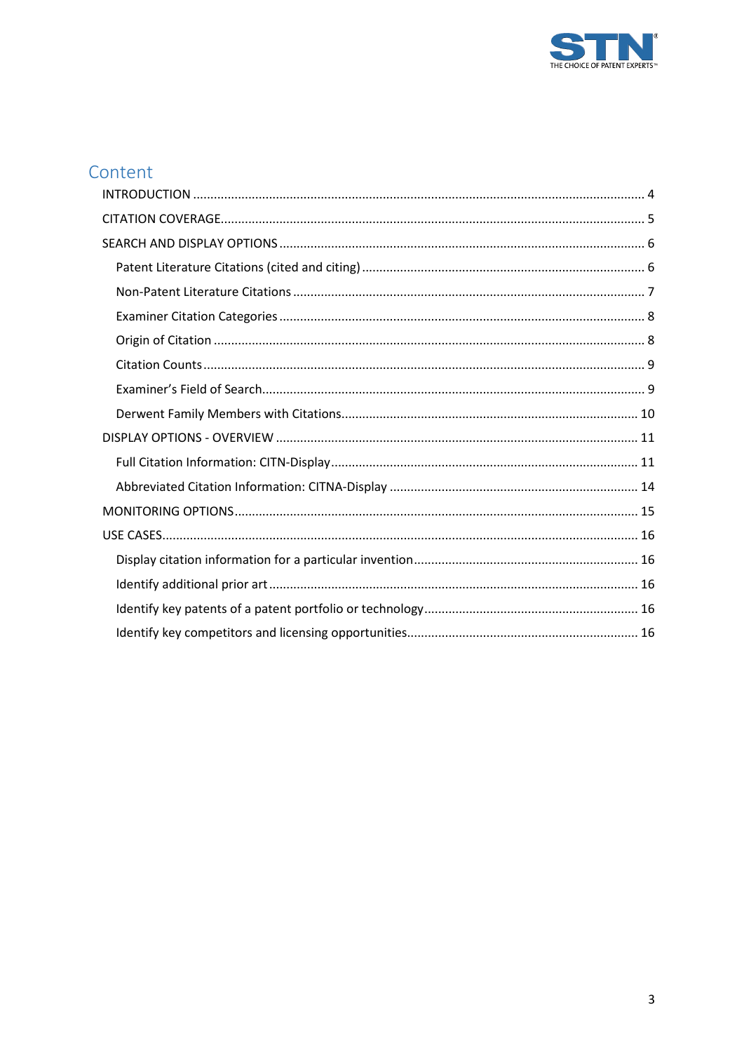# Content

- INTRODUCTION .......... 4
- CITATION COVERAGE .......... 5
- SEARCH AND DISPLAY OPTIONS .......... 6
  - Patent Literature Citations (cited and citing) .......... 6
  - Non-Patent Literature Citations .......... 7
  - Examiner Citation Categories .......... 8
  - Origin of Citation .......... 8
  - Citation Counts .......... 9
  - Examiner's Field of Search .......... 9
  - Derwent Family Members with Citations .......... 10
- DISPLAY OPTIONS - OVERVIEW .......... 11
  - Full Citation Information: CITN-Display .......... 11
  - Abbreviated Citation Information: CITNA-Display .......... 14
- MONITORING OPTIONS .......... 15
- USE CASES .......... 16
  - Display citation information for a particular invention .......... 16
  - Identify additional prior art .......... 16
  - Identify key patents of a patent portfolio or technology .......... 16
  - Identify key competitors and licensing opportunities .......... 16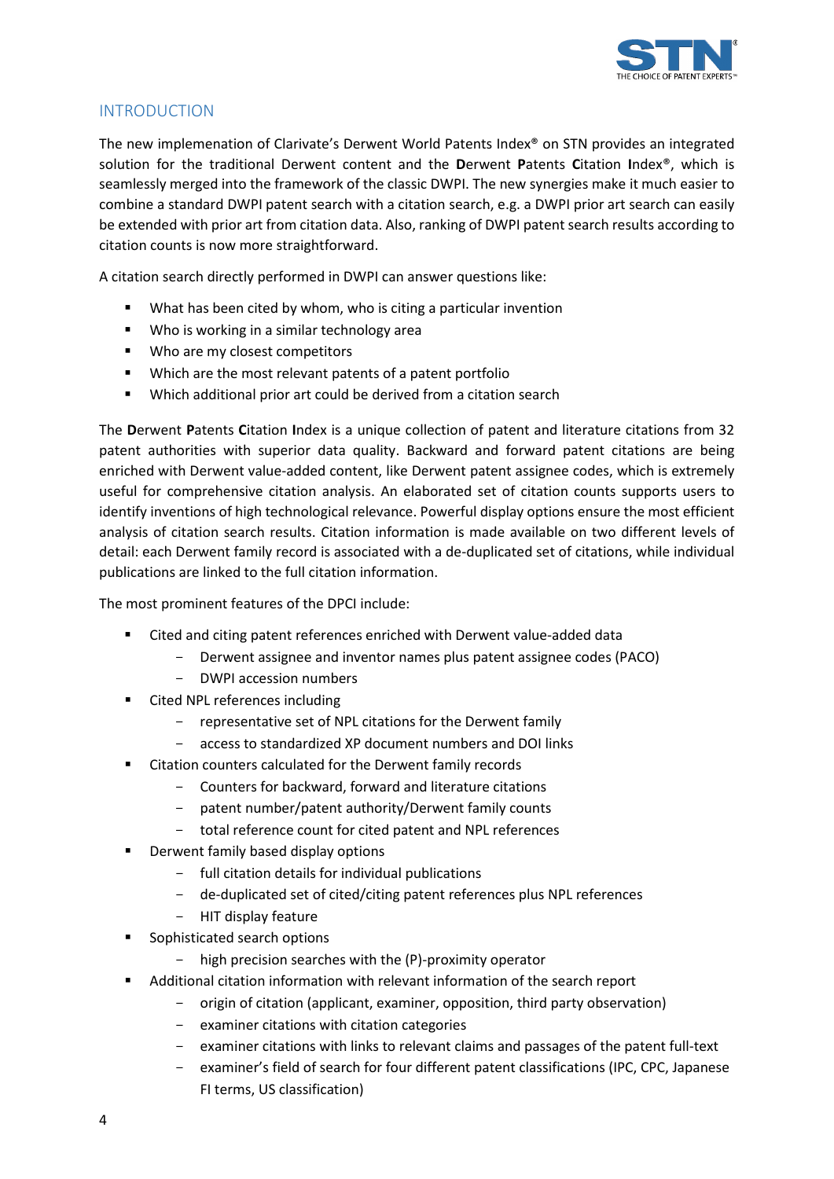## INTRODUCTION

The new implemenation of Clarivate's Derwent World Patents Index® on STN provides an integrated solution for the traditional Derwent content and the **D**erwent **P**atents **C**itation **I**ndex®, which is seamlessly merged into the framework of the classic DWPI. The new synergies make it much easier to combine a standard DWPI patent search with a citation search, e.g. a DWPI prior art search can easily be extended with prior art from citation data. Also, ranking of DWPI patent search results according to citation counts is now more straightforward.

A citation search directly performed in DWPI can answer questions like:

- What has been cited by whom, who is citing a particular invention
- Who is working in a similar technology area
- Who are my closest competitors
- Which are the most relevant patents of a patent portfolio
- Which additional prior art could be derived from a citation search

The **D**erwent **P**atents **C**itation **I**ndex is a unique collection of patent and literature citations from 32 patent authorities with superior data quality. Backward and forward patent citations are being enriched with Derwent value-added content, like Derwent patent assignee codes, which is extremely useful for comprehensive citation analysis. An elaborated set of citation counts supports users to identify inventions of high technological relevance. Powerful display options ensure the most efficient analysis of citation search results. Citation information is made available on two different levels of detail: each Derwent family record is associated with a de-duplicated set of citations, while individual publications are linked to the full citation information.

The most prominent features of the DPCI include:

- Cited and citing patent references enriched with Derwent value-added data
  - Derwent assignee and inventor names plus patent assignee codes (PACO)
  - DWPI accession numbers
- Cited NPL references including
  - representative set of NPL citations for the Derwent family
  - access to standardized XP document numbers and DOI links
- Citation counters calculated for the Derwent family records
  - Counters for backward, forward and literature citations
  - patent number/patent authority/Derwent family counts
  - total reference count for cited patent and NPL references
- Derwent family based display options
  - full citation details for individual publications
  - de-duplicated set of cited/citing patent references plus NPL references
  - HIT display feature
- Sophisticated search options
  - high precision searches with the (P)-proximity operator
- Additional citation information with relevant information of the search report
  - origin of citation (applicant, examiner, opposition, third party observation)
  - examiner citations with citation categories
  - examiner citations with links to relevant claims and passages of the patent full-text
  - examiner's field of search for four different patent classifications (IPC, CPC, Japanese FI terms, US classification)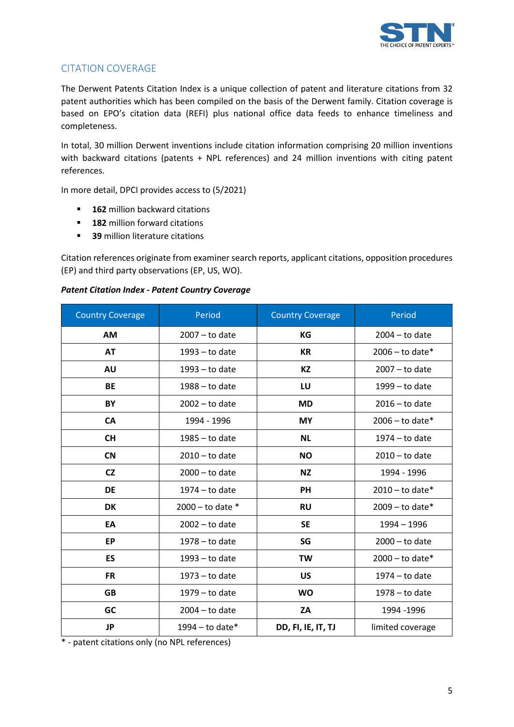## CITATION COVERAGE

The Derwent Patents Citation Index is a unique collection of patent and literature citations from 32 patent authorities which has been compiled on the basis of the Derwent family. Citation coverage is based on EPO's citation data (REFI) plus national office data feeds to enhance timeliness and completeness.

In total, 30 million Derwent inventions include citation information comprising 20 million inventions with backward citations (patents + NPL references) and 24 million inventions with citing patent references.

In more detail, DPCI provides access to (5/2021)

- **162** million backward citations
- **182** million forward citations
- **39** million literature citations

Citation references originate from examiner search reports, applicant citations, opposition procedures (EP) and third party observations (EP, US, WO).

***Patent Citation Index - Patent Country Coverage***

| Country Coverage | Period | Country Coverage | Period |
|---|---|---|---|
| **AM** | 2007 – to date | **KG** | 2004 – to date |
| **AT** | 1993 – to date | **KR** | 2006 – to date* |
| **AU** | 1993 – to date | **KZ** | 2007 – to date |
| **BE** | 1988 – to date | **LU** | 1999 – to date |
| **BY** | 2002 – to date | **MD** | 2016 – to date |
| **CA** | 1994 - 1996 | **MY** | 2006 – to date* |
| **CH** | 1985 – to date | **NL** | 1974 – to date |
| **CN** | 2010 – to date | **NO** | 2010 – to date |
| **CZ** | 2000 – to date | **NZ** | 1994 - 1996 |
| **DE** | 1974 – to date | **PH** | 2010 – to date* |
| **DK** | 2000 – to date * | **RU** | 2009 – to date* |
| **EA** | 2002 – to date | **SE** | 1994 – 1996 |
| **EP** | 1978 – to date | **SG** | 2000 – to date |
| **ES** | 1993 – to date | **TW** | 2000 – to date* |
| **FR** | 1973 – to date | **US** | 1974 – to date |
| **GB** | 1979 – to date | **WO** | 1978 – to date |
| **GC** | 2004 – to date | **ZA** | 1994 -1996 |
| **JP** | 1994 – to date* | **DD, FI, IE, IT, TJ** | limited coverage |

* - patent citations only (no NPL references)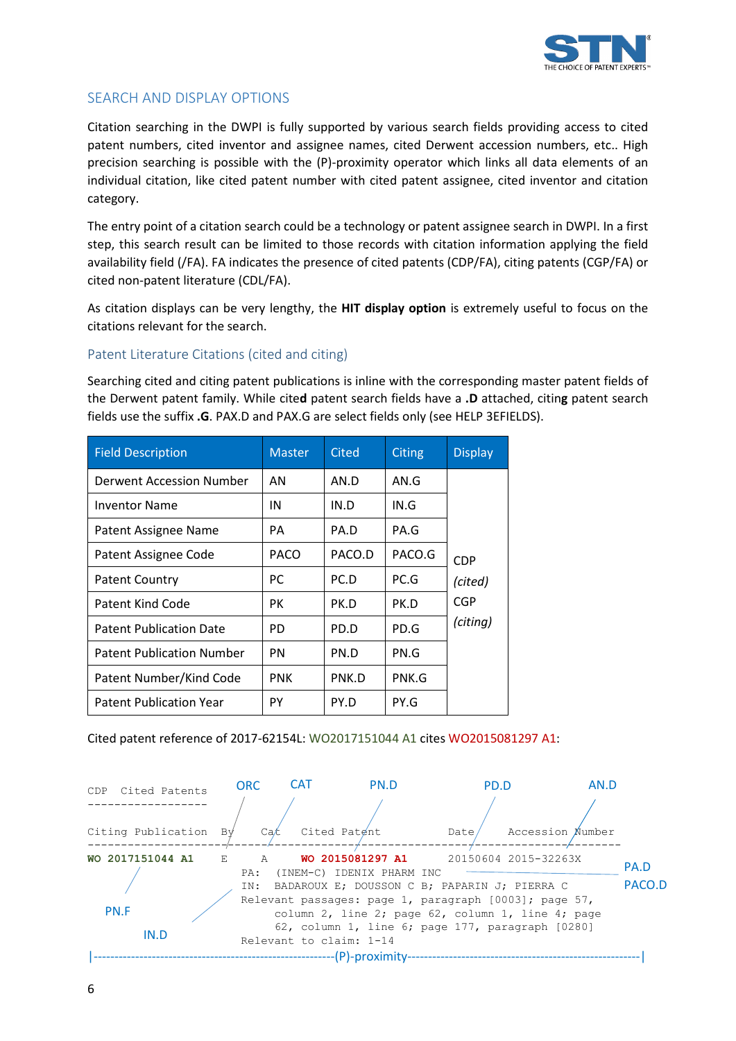## SEARCH AND DISPLAY OPTIONS

Citation searching in the DWPI is fully supported by various search fields providing access to cited patent numbers, cited inventor and assignee names, cited Derwent accession numbers, etc.. High precision searching is possible with the (P)-proximity operator which links all data elements of an individual citation, like cited patent number with cited patent assignee, cited inventor and citation category.

The entry point of a citation search could be a technology or patent assignee search in DWPI. In a first step, this search result can be limited to those records with citation information applying the field availability field (/FA). FA indicates the presence of cited patents (CDP/FA), citing patents (CGP/FA) or cited non-patent literature (CDL/FA).

As citation displays can be very lengthy, the **HIT display option** is extremely useful to focus on the citations relevant for the search.

### Patent Literature Citations (cited and citing)

Searching cited and citing patent publications is inline with the corresponding master patent fields of the Derwent patent family. While cite**d** patent search fields have a **.D** attached, citin**g** patent search fields use the suffix **.G**. PAX.D and PAX.G are select fields only (see HELP 3EFIELDS).

| Field Description | Master | Cited | Citing | Display |
|---|---|---|---|---|
| Derwent Accession Number | AN | AN.D | AN.G | CDP *(cited)* CGP *(citing)* |
| Inventor Name | IN | IN.D | IN.G | |
| Patent Assignee Name | PA | PA.D | PA.G | |
| Patent Assignee Code | PACO | PACO.D | PACO.G | |
| Patent Country | PC | PC.D | PC.G | |
| Patent Kind Code | PK | PK.D | PK.D | |
| Patent Publication Date | PD | PD.D | PD.G | |
| Patent Publication Number | PN | PN.D | PN.G | |
| Patent Number/Kind Code | PNK | PNK.D | PNK.G | |
| Patent Publication Year | PY | PY.D | PY.G | |

Cited patent reference of 2017-62154L: WO2017151044 A1 cites WO2015081297 A1:

```
                              ORC      CAT           PN.D                PD.D              AN.D
CDP  Cited Patents
------------------
Citing Publication  By    Cat   Cited Patent        Date      Accession Number
--------------------------------------------------------------------------------
WO 2017151044 A1    E     A     WO 2015081297 A1    20150604  2015-32263X
                      PA:  (INEM-C) IDENIX PHARM INC                               PA.D
                      IN:  BADAROUX E; DOUSSON C B; PAPARIN J; PIERRA C            PACO.D
                      Relevant passages: page 1, paragraph [0003]; page 57,
                           column 2, line 2; page 62, column 1, line 4; page
                           62, column 1, line 6; page 177, paragraph [0280]
                      Relevant to claim: 1-14
   PN.F
          IN.D
|------------------------------(P)-proximity------------------------------|
```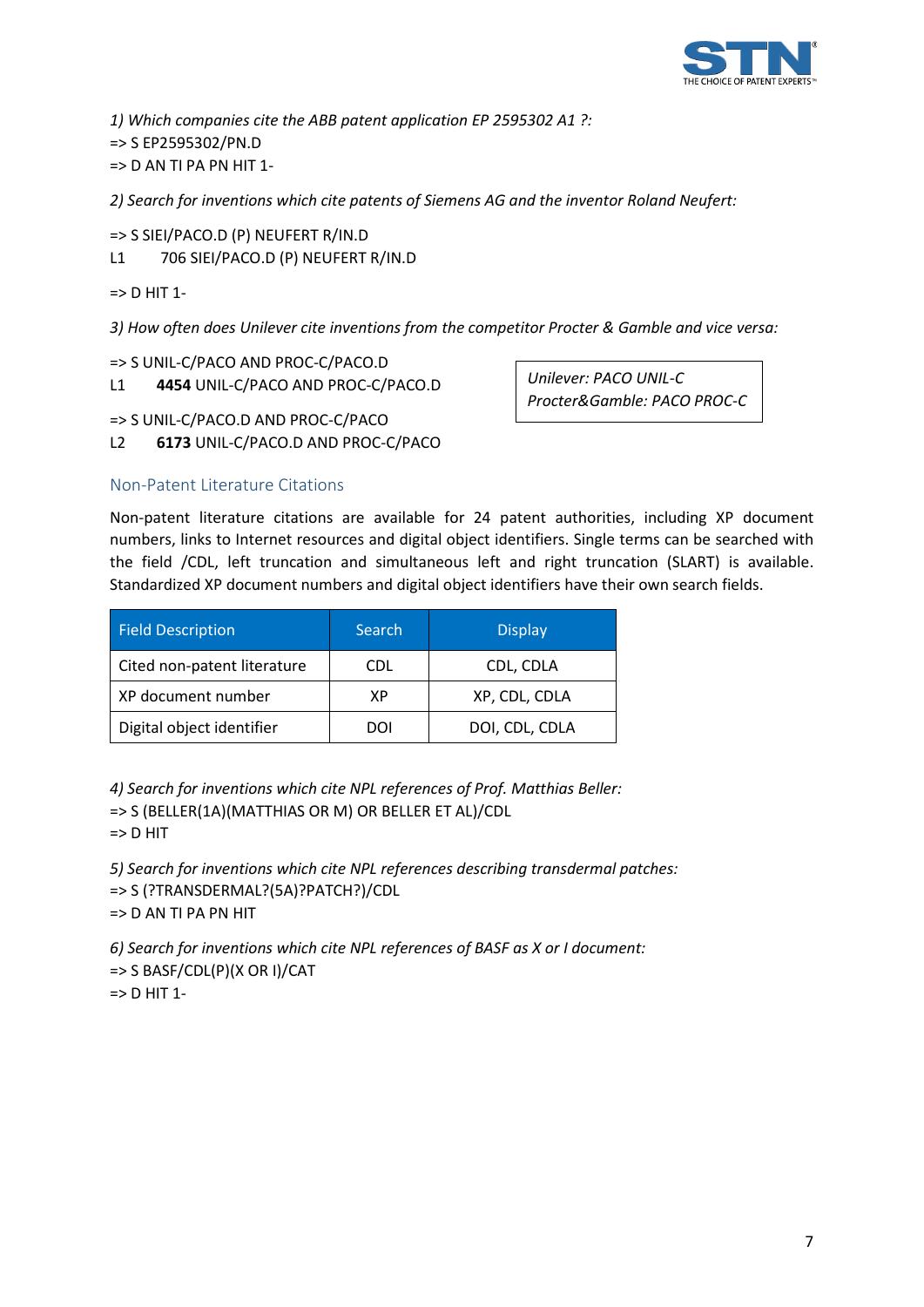*1) Which companies cite the ABB patent application EP 2595302 A1 ?:*

=> S EP2595302/PN.D

=> D AN TI PA PN HIT 1-

*2) Search for inventions which cite patents of Siemens AG and the inventor Roland Neufert:*

=> S SIEI/PACO.D (P) NEUFERT R/IN.D

L1 706 SIEI/PACO.D (P) NEUFERT R/IN.D

=> D HIT 1-

*3) How often does Unilever cite inventions from the competitor Procter & Gamble and vice versa:*

=> S UNIL-C/PACO AND PROC-C/PACO.D

L1 **4454** UNIL-C/PACO AND PROC-C/PACO.D

=> S UNIL-C/PACO.D AND PROC-C/PACO

L2 **6173** UNIL-C/PACO.D AND PROC-C/PACO

*Unilever: PACO UNIL-C*
*Procter&Gamble: PACO PROC-C*

## Non-Patent Literature Citations

Non-patent literature citations are available for 24 patent authorities, including XP document numbers, links to Internet resources and digital object identifiers. Single terms can be searched with the field /CDL, left truncation and simultaneous left and right truncation (SLART) is available. Standardized XP document numbers and digital object identifiers have their own search fields.

| Field Description | Search | Display |
|---|---|---|
| Cited non-patent literature | CDL | CDL, CDLA |
| XP document number | XP | XP, CDL, CDLA |
| Digital object identifier | DOI | DOI, CDL, CDLA |

*4) Search for inventions which cite NPL references of Prof. Matthias Beller:*

=> S (BELLER(1A)(MATTHIAS OR M) OR BELLER ET AL)/CDL

=> D HIT

*5) Search for inventions which cite NPL references describing transdermal patches:*

=> S (?TRANSDERMAL?(5A)?PATCH?)/CDL

=> D AN TI PA PN HIT

*6) Search for inventions which cite NPL references of BASF as X or I document:*

=> S BASF/CDL(P)(X OR I)/CAT

=> D HIT 1-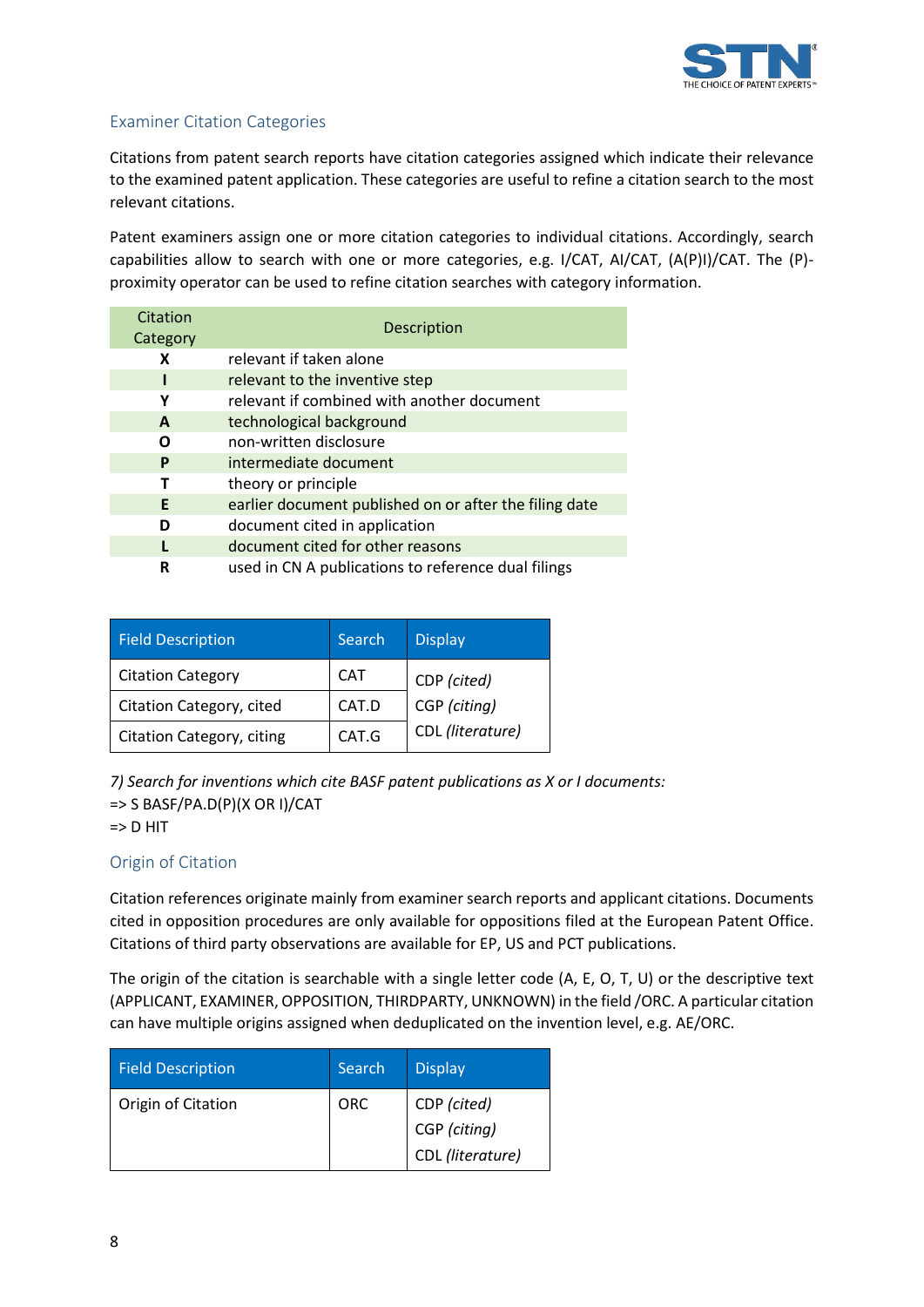## Examiner Citation Categories

Citations from patent search reports have citation categories assigned which indicate their relevance to the examined patent application. These categories are useful to refine a citation search to the most relevant citations.

Patent examiners assign one or more citation categories to individual citations. Accordingly, search capabilities allow to search with one or more categories, e.g. I/CAT, AI/CAT, (A(P)I)/CAT. The (P)-proximity operator can be used to refine citation searches with category information.

| Citation Category | Description |
|---|---|
| **X** | relevant if taken alone |
| **I** | relevant to the inventive step |
| **Y** | relevant if combined with another document |
| **A** | technological background |
| **O** | non-written disclosure |
| **P** | intermediate document |
| **T** | theory or principle |
| **E** | earlier document published on or after the filing date |
| **D** | document cited in application |
| **L** | document cited for other reasons |
| **R** | used in CN A publications to reference dual filings |

| Field Description | Search | Display |
|---|---|---|
| Citation Category | CAT | CDP *(cited)* |
| Citation Category, cited | CAT.D | CGP *(citing)* |
| Citation Category, citing | CAT.G | CDL *(literature)* |

*7) Search for inventions which cite BASF patent publications as X or I documents:*
=> S BASF/PA.D(P)(X OR I)/CAT
=> D HIT

## Origin of Citation

Citation references originate mainly from examiner search reports and applicant citations. Documents cited in opposition procedures are only available for oppositions filed at the European Patent Office. Citations of third party observations are available for EP, US and PCT publications.

The origin of the citation is searchable with a single letter code (A, E, O, T, U) or the descriptive text (APPLICANT, EXAMINER, OPPOSITION, THIRDPARTY, UNKNOWN) in the field /ORC. A particular citation can have multiple origins assigned when deduplicated on the invention level, e.g. AE/ORC.

| Field Description | Search | Display |
|---|---|---|
| Origin of Citation | ORC | CDP *(cited)*<br>CGP *(citing)*<br>CDL *(literature)* |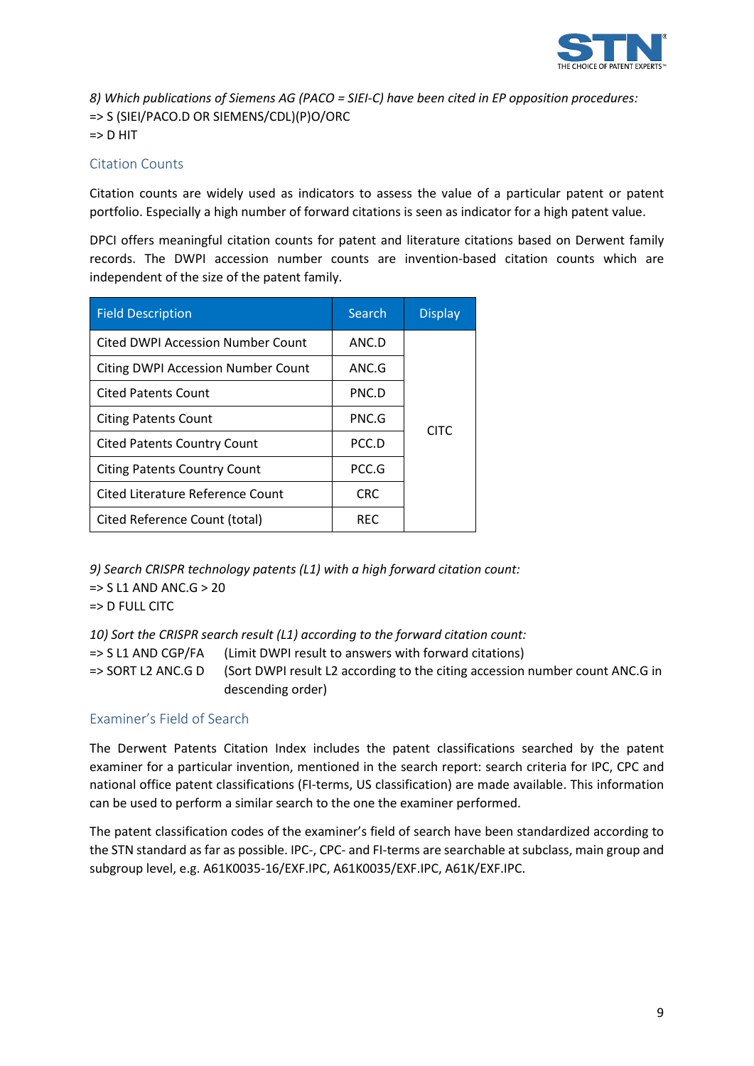*8) Which publications of Siemens AG (PACO = SIEI-C) have been cited in EP opposition procedures:*
=> S (SIEI/PACO.D OR SIEMENS/CDL)(P)O/ORC
=> D HIT

## Citation Counts

Citation counts are widely used as indicators to assess the value of a particular patent or patent portfolio. Especially a high number of forward citations is seen as indicator for a high patent value.

DPCI offers meaningful citation counts for patent and literature citations based on Derwent family records. The DWPI accession number counts are invention-based citation counts which are independent of the size of the patent family.

| Field Description | Search | Display |
| --- | --- | --- |
| Cited DWPI Accession Number Count | ANC.D | CITC |
| Citing DWPI Accession Number Count | ANC.G | |
| Cited Patents Count | PNC.D | |
| Citing Patents Count | PNC.G | |
| Cited Patents Country Count | PCC.D | |
| Citing Patents Country Count | PCC.G | |
| Cited Literature Reference Count | CRC | |
| Cited Reference Count (total) | REC | |

*9) Search CRISPR technology patents (L1) with a high forward citation count:*
=> S L1 AND ANC.G > 20
=> D FULL CITC

*10) Sort the CRISPR search result (L1) according to the forward citation count:*
=> S L1 AND CGP/FA (Limit DWPI result to answers with forward citations)
=> SORT L2 ANC.G D (Sort DWPI result L2 according to the citing accession number count ANC.G in descending order)

## Examiner's Field of Search

The Derwent Patents Citation Index includes the patent classifications searched by the patent examiner for a particular invention, mentioned in the search report: search criteria for IPC, CPC and national office patent classifications (FI-terms, US classification) are made available. This information can be used to perform a similar search to the one the examiner performed.

The patent classification codes of the examiner's field of search have been standardized according to the STN standard as far as possible. IPC-, CPC- and FI-terms are searchable at subclass, main group and subgroup level, e.g. A61K0035-16/EXF.IPC, A61K0035/EXF.IPC, A61K/EXF.IPC.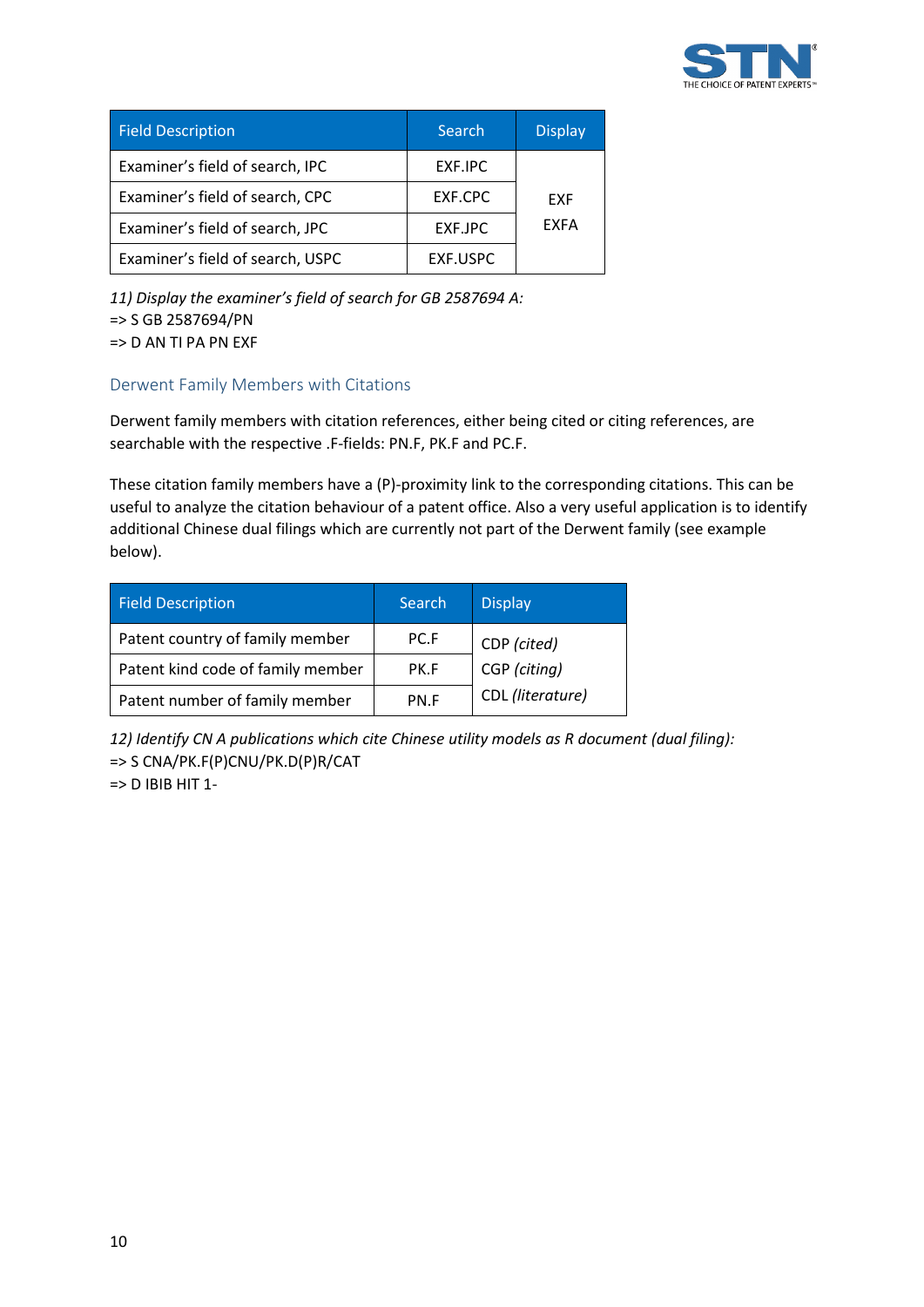| Field Description | Search | Display |
|---|---|---|
| Examiner's field of search, IPC | EXF.IPC | EXF<br>EXFA |
| Examiner's field of search, CPC | EXF.CPC | |
| Examiner's field of search, JPC | EXF.JPC | |
| Examiner's field of search, USPC | EXF.USPC | |

*11) Display the examiner's field of search for GB 2587694 A:*
=> S GB 2587694/PN
=> D AN TI PA PN EXF

### Derwent Family Members with Citations

Derwent family members with citation references, either being cited or citing references, are searchable with the respective .F-fields: PN.F, PK.F and PC.F.

These citation family members have a (P)-proximity link to the corresponding citations. This can be useful to analyze the citation behaviour of a patent office. Also a very useful application is to identify additional Chinese dual filings which are currently not part of the Derwent family (see example below).

| Field Description | Search | Display |
|---|---|---|
| Patent country of family member | PC.F | CDP *(cited)*<br>CGP *(citing)*<br>CDL *(literature)* |
| Patent kind code of family member | PK.F | |
| Patent number of family member | PN.F | |

*12) Identify CN A publications which cite Chinese utility models as R document (dual filing):*
=> S CNA/PK.F(P)CNU/PK.D(P)R/CAT
=> D IBIB HIT 1-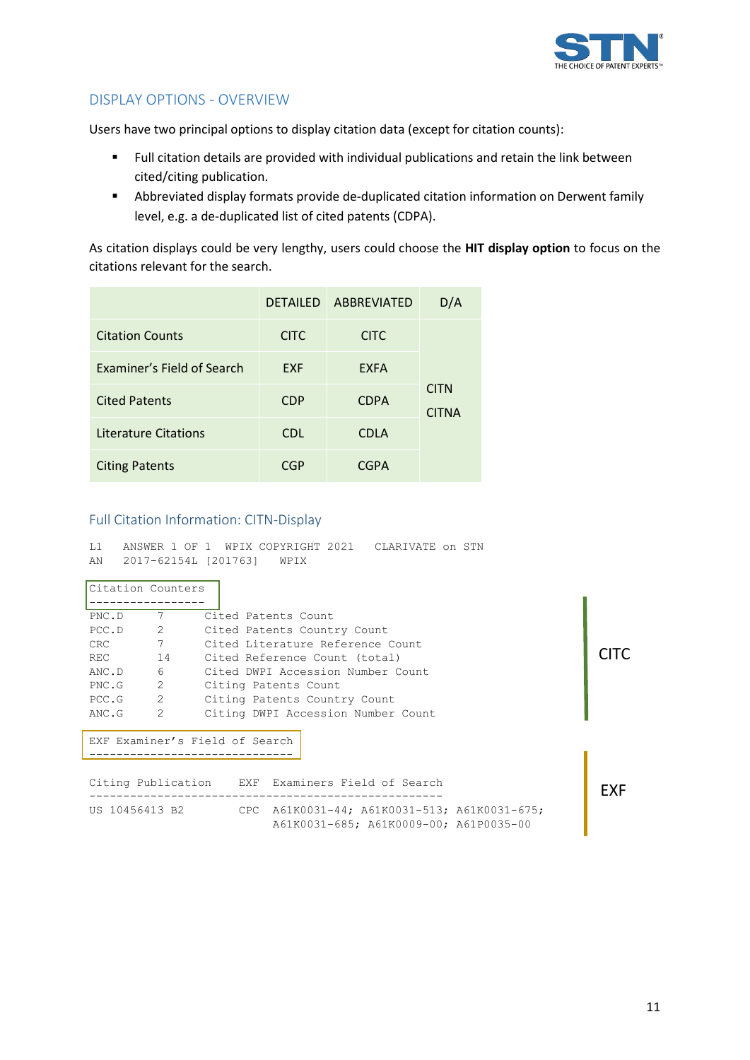## DISPLAY OPTIONS - OVERVIEW

Users have two principal options to display citation data (except for citation counts):

- Full citation details are provided with individual publications and retain the link between cited/citing publication.
- Abbreviated display formats provide de-duplicated citation information on Derwent family level, e.g. a de-duplicated list of cited patents (CDPA).

As citation displays could be very lengthy, users could choose the **HIT display option** to focus on the citations relevant for the search.

| | DETAILED | ABBREVIATED | D/A |
|---|---|---|---|
| Citation Counts | CITC | CITC | |
| Examiner's Field of Search | EXF | EXFA | |
| Cited Patents | CDP | CDPA | CITN CITNA |
| Literature Citations | CDL | CDLA | |
| Citing Patents | CGP | CGPA | |

### Full Citation Information: CITN-Display

```
L1   ANSWER 1 OF 1  WPIX COPYRIGHT 2021   CLARIVATE on STN
AN   2017-62154L [201763]   WPIX

Citation Counters
-----------------
PNC.D      7       Cited Patents Count
PCC.D      2       Cited Patents Country Count
CRC        7       Cited Literature Reference Count
REC        14      Cited Reference Count (total)
ANC.D      6       Cited DWPI Accession Number Count
PNC.G      2       Citing Patents Count
PCC.G      2       Citing Patents Country Count
ANC.G      2       Citing DWPI Accession Number Count
```

CITC

```
EXF Examiner's Field of Search
------------------------------

Citing Publication    EXF  Examiners Field of Search
----------------------------------------------------
US 10456413 B2        CPC  A61K0031-44; A61K0031-513; A61K0031-675;
                           A61K0031-685; A61K0009-00; A61P0035-00
```

EXF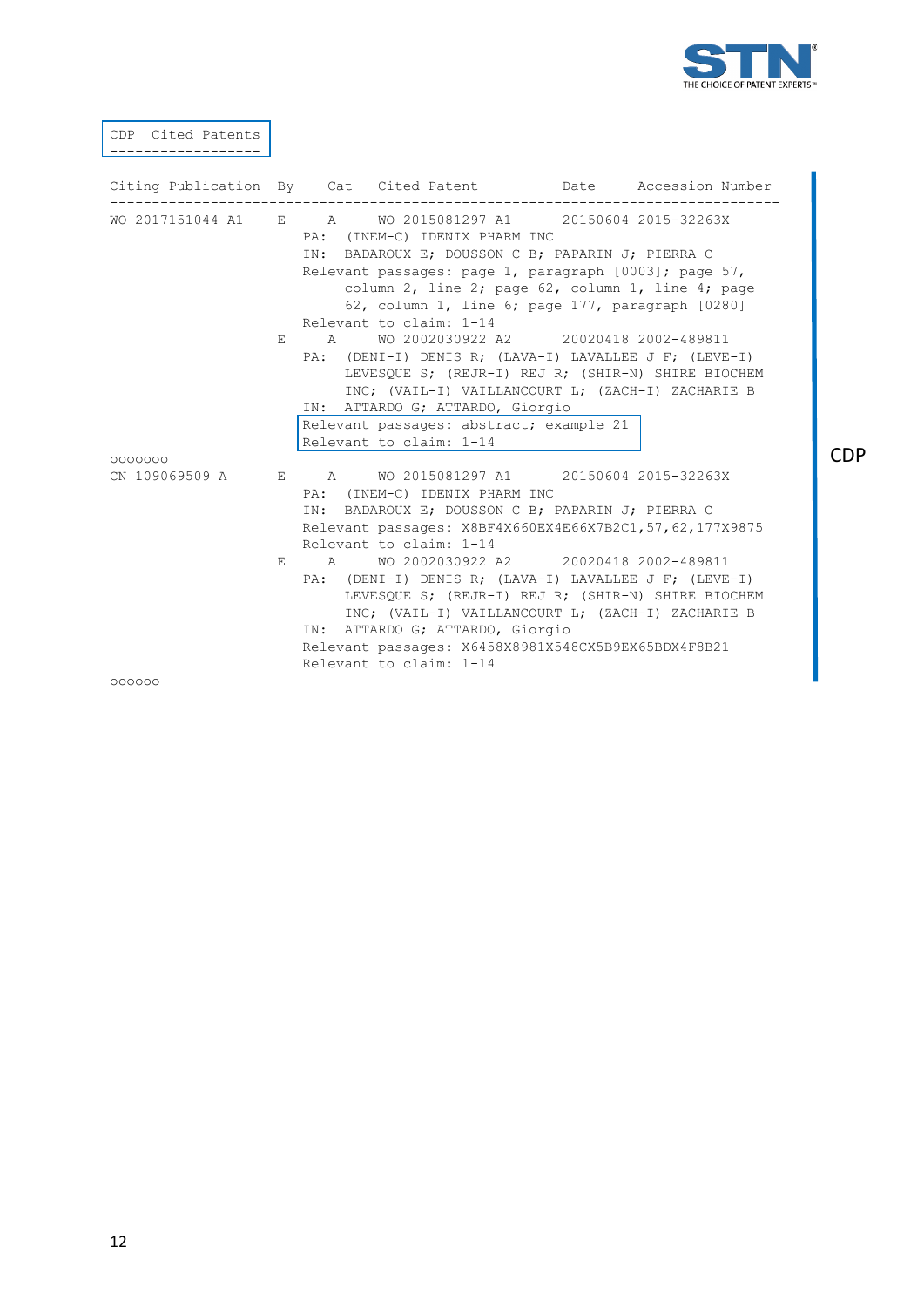```
CDP  Cited Patents
------------------

Citing Publication  By    Cat   Cited Patent          Date     Accession Number
--------------------------------------------------------------------------------
WO 2017151044 A1    E     A     WO 2015081297 A1      20150604 2015-32263X
                       PA:  (INEM-C) IDENIX PHARM INC
                       IN:  BADAROUX E; DOUSSON C B; PAPARIN J; PIERRA C
                       Relevant passages: page 1, paragraph [0003]; page 57,
                            column 2, line 2; page 62, column 1, line 4; page
                            62, column 1, line 6; page 177, paragraph [0280]
                       Relevant to claim: 1-14
                    E     A     WO 2002030922 A2      20020418 2002-489811
                       PA:  (DENI-I) DENIS R; (LAVA-I) LAVALLEE J F; (LEVE-I)
                            LEVESQUE S; (REJR-I) REJ R; (SHIR-N) SHIRE BIOCHEM
                            INC; (VAIL-I) VAILLANCOURT L; (ZACH-I) ZACHARIE B
                       IN:  ATTARDO G; ATTARDO, Giorgio
                       Relevant passages: abstract; example 21
                       Relevant to claim: 1-14
ooooooo
CN 109069509 A      E     A     WO 2015081297 A1      20150604 2015-32263X
                       PA:  (INEM-C) IDENIX PHARM INC
                       IN:  BADAROUX E; DOUSSON C B; PAPARIN J; PIERRA C
                       Relevant passages: X8BF4X660EX4E66X7B2C1,57,62,177X9875
                       Relevant to claim: 1-14
                    E     A     WO 2002030922 A2      20020418 2002-489811
                       PA:  (DENI-I) DENIS R; (LAVA-I) LAVALLEE J F; (LEVE-I)
                            LEVESQUE S; (REJR-I) REJ R; (SHIR-N) SHIRE BIOCHEM
                            INC; (VAIL-I) VAILLANCOURT L; (ZACH-I) ZACHARIE B
                       IN:  ATTARDO G; ATTARDO, Giorgio
                       Relevant passages: X6458X8981X548CX5B9EX65BDX4F8B21
                       Relevant to claim: 1-14
oooooo
```

CDP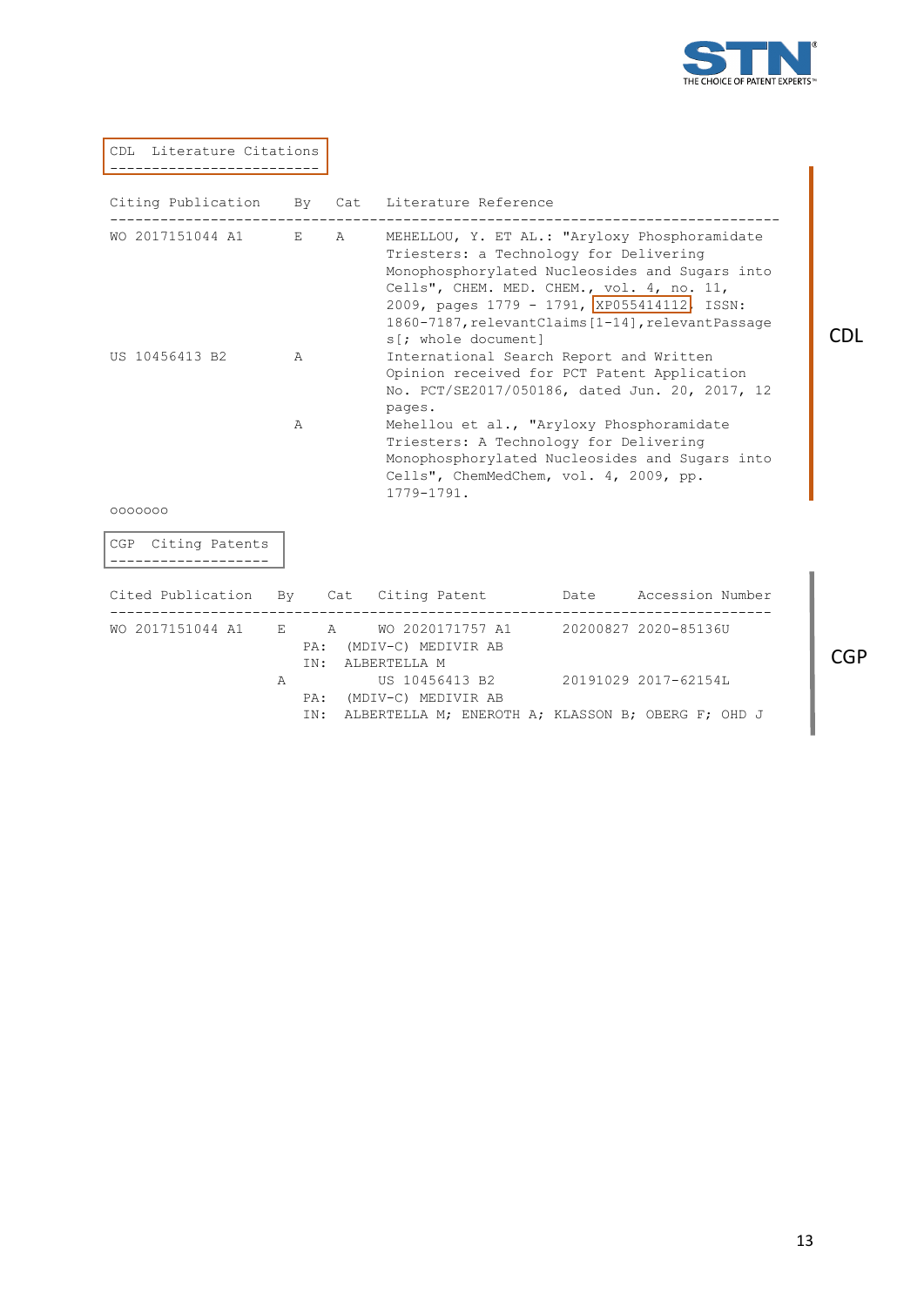CDL Literature Citations

| Citing Publication | By | Cat | Literature Reference |
|---|---|---|---|
| WO 2017151044 A1 | E | A | MEHELLOU, Y. ET AL.: "Aryloxy Phosphoramidate Triesters: a Technology for Delivering Monophosphorylated Nucleosides and Sugars into Cells", CHEM. MED. CHEM., vol. 4, no. 11, 2009, pages 1779 - 1791, XP055414112, ISSN: 1860-7187,relevantClaims[1-14],relevantPassages[; whole document] |
| US 10456413 B2 | A | | International Search Report and Written Opinion received for PCT Patent Application No. PCT/SE2017/050186, dated Jun. 20, 2017, 12 pages. |
| | A | | Mehellou et al., "Aryloxy Phosphoramidate Triesters: A Technology for Delivering Monophosphorylated Nucleosides and Sugars into Cells", ChemMedChem, vol. 4, 2009, pp. 1779-1791. |

CDL

ooooooo

CGP Citing Patents

| Cited Publication | By | Cat | Citing Patent | Date | Accession Number |
|---|---|---|---|---|---|
| WO 2017151044 A1 | E | A | WO 2020171757 A1 | 20200827 | 2020-85136U |
| | | | PA: (MDIV-C) MEDIVIR AB | | |
| | | | IN: ALBERTELLA M | | |
| | A | | US 10456413 B2 | 20191029 | 2017-62154L |
| | | | PA: (MDIV-C) MEDIVIR AB | | |
| | | | IN: ALBERTELLA M; ENEROTH A; KLASSON B; OBERG F; OHD J | | |

CGP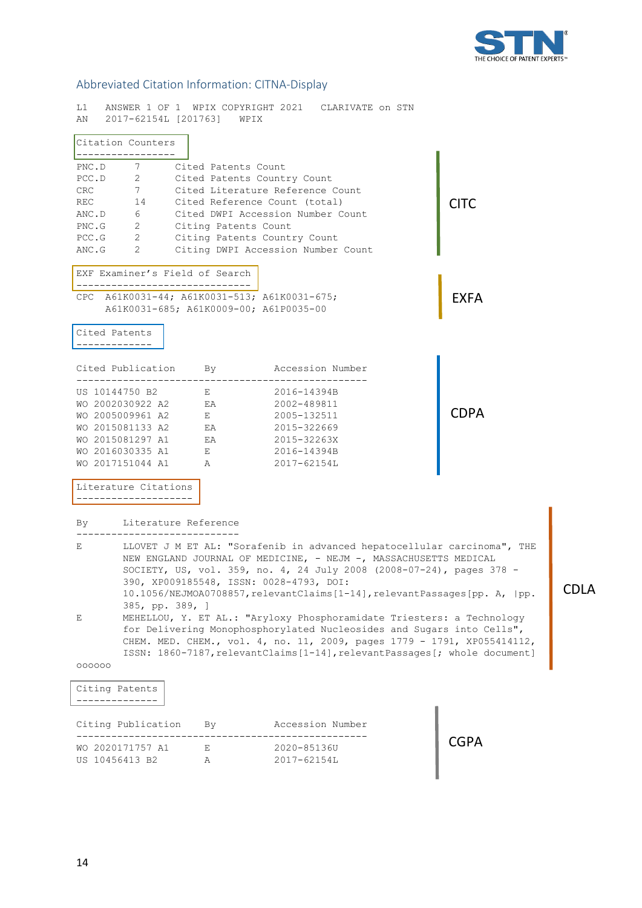## Abbreviated Citation Information: CITNA-Display

```
L1   ANSWER 1 OF 1  WPIX COPYRIGHT 2021   CLARIVATE on STN
AN   2017-62154L [201763]   WPIX
```

```
Citation Counters
-----------------
PNC.D      7       Cited Patents Count
PCC.D      2       Cited Patents Country Count
CRC        7       Cited Literature Reference Count
REC        14      Cited Reference Count (total)
ANC.D      6       Cited DWPI Accession Number Count
PNC.G      2       Citing Patents Count
PCC.G      2       Citing Patents Country Count
ANC.G      2       Citing DWPI Accession Number Count
```

CITC

```
EXF Examiner's Field of Search
------------------------------
CPC  A61K0031-44; A61K0031-513; A61K0031-675;
     A61K0031-685; A61K0009-00; A61P0035-00
```

EXFA

```
Cited Patents
-------------

Cited Publication     By         Accession Number
--------------------------------------------------
US 10144750 B2        E          2016-14394B
WO 2002030922 A2      EA         2002-489811
WO 2005009961 A2      E          2005-132511
WO 2015081133 A2      EA         2015-322669
WO 2015081297 A1      EA         2015-32263X
WO 2016030335 A1      E          2016-14394B
WO 2017151044 A1      A          2017-62154L
```

CDPA

```
Literature Citations
--------------------

By      Literature Reference
----------------------------
E       LLOVET J M ET AL: "Sorafenib in advanced hepatocellular carcinoma", THE
        NEW ENGLAND JOURNAL OF MEDICINE, - NEJM -, MASSACHUSETTS MEDICAL
        SOCIETY, US, vol. 359, no. 4, 24 July 2008 (2008-07-24), pages 378 -
        390, XP009185548, ISSN: 0028-4793, DOI:
        10.1056/NEJMOA0708857,relevantClaims[1-14],relevantPassages[pp. A, |pp.
        385, pp. 389, ]
E       MEHELLOU, Y. ET AL.: "Aryloxy Phosphoramidate Triesters: a Technology
        for Delivering Monophosphorylated Nucleosides and Sugars into Cells",
        CHEM. MED. CHEM., vol. 4, no. 11, 2009, pages 1779 - 1791, XP055414112,
        ISSN: 1860-7187,relevantClaims[1-14],relevantPassages[; whole document]
oooooo
```

CDLA

```
Citing Patents
--------------

Citing Publication    By         Accession Number
--------------------------------------------------
WO 2020171757 A1      E          2020-85136U
US 10456413 B2        A          2017-62154L
```

CGPA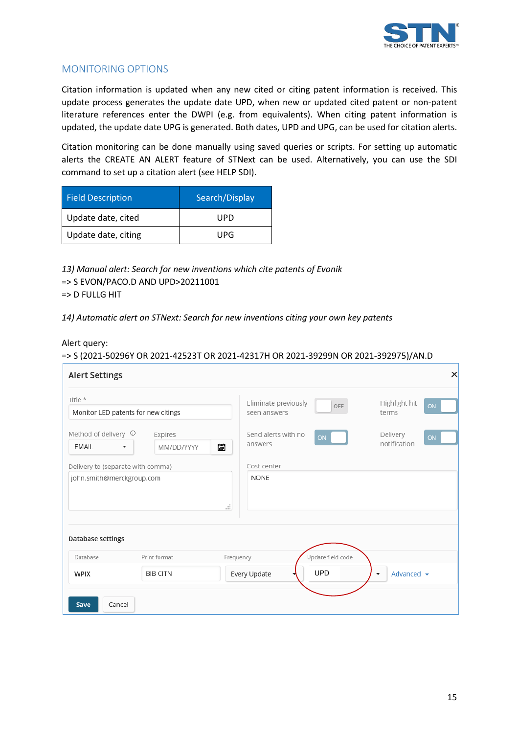## MONITORING OPTIONS

Citation information is updated when any new cited or citing patent information is received. This update process generates the update date UPD, when new or updated cited patent or non-patent literature references enter the DWPI (e.g. from equivalents). When citing patent information is updated, the update date UPG is generated. Both dates, UPD and UPG, can be used for citation alerts.

Citation monitoring can be done manually using saved queries or scripts. For setting up automatic alerts the CREATE AN ALERT feature of STNext can be used. Alternatively, you can use the SDI command to set up a citation alert (see HELP SDI).

| Field Description | Search/Display |
|---|---|
| Update date, cited | UPD |
| Update date, citing | UPG |

*13) Manual alert: Search for new inventions which cite patents of Evonik*

=> S EVON/PACO.D AND UPD>20211001

=> D FULLG HIT

*14) Automatic alert on STNext: Search for new inventions citing your own key patents*

Alert query:

=> S (2021-50296Y OR 2021-42523T OR 2021-42317H OR 2021-39299N OR 2021-392975)/AN.D

**Alert Settings**

Title *: Monitor LED patents for new citings

Eliminate previously seen answers: OFF

Highlight hit terms: ON

Method of delivery: EMAIL

Expires: MM/DD/YYYY

Send alerts with no answers: ON

Delivery notification: ON

Delivery to (separate with comma): john.smith@merckgroup.com

Cost center: NONE

**Database settings**

| Database | Print format | Frequency | Update field code | |
|---|---|---|---|---|
| WPIX | BIB CITN | Every Update | UPD | Advanced |

Save | Cancel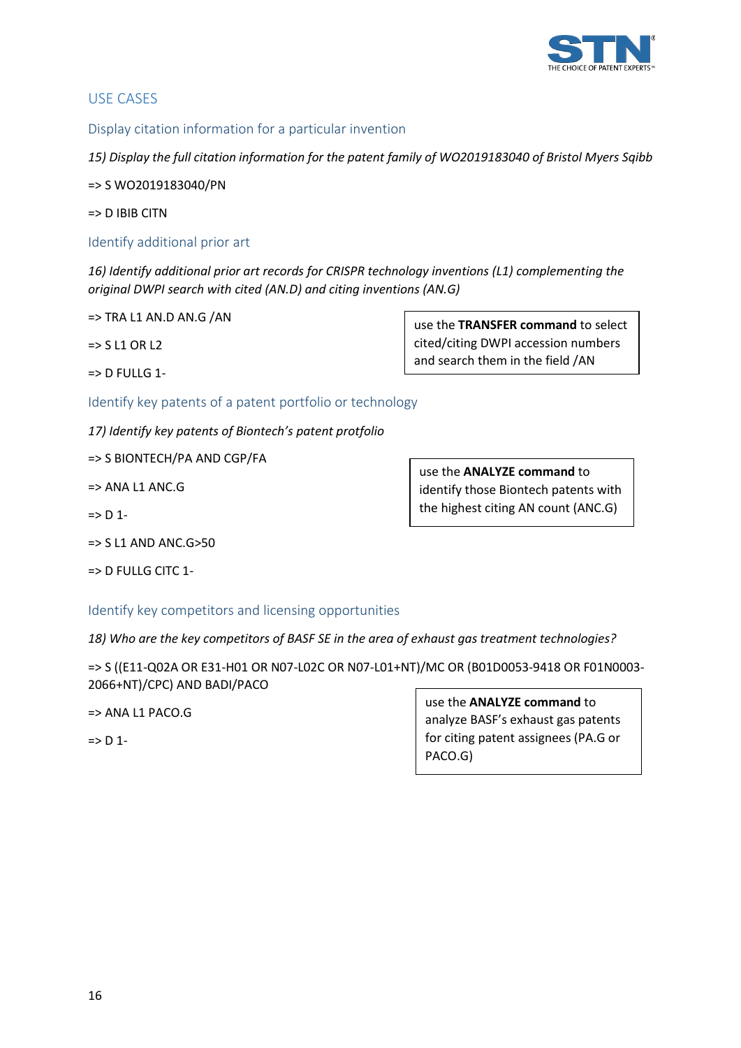## USE CASES

### Display citation information for a particular invention

*15) Display the full citation information for the patent family of WO2019183040 of Bristol Myers Sqibb*

=> S WO2019183040/PN

=> D IBIB CITN

### Identify additional prior art

*16) Identify additional prior art records for CRISPR technology inventions (L1) complementing the original DWPI search with cited (AN.D) and citing inventions (AN.G)*

=> TRA L1 AN.D AN.G /AN

=> S L1 OR L2

=> D FULLG 1-

> use the **TRANSFER command** to select cited/citing DWPI accession numbers and search them in the field /AN

### Identify key patents of a patent portfolio or technology

*17) Identify key patents of Biontech's patent protfolio*

=> S BIONTECH/PA AND CGP/FA

=> ANA L1 ANC.G

=> D 1-

=> S L1 AND ANC.G>50

=> D FULLG CITC 1-

> use the **ANALYZE command** to identify those Biontech patents with the highest citing AN count (ANC.G)

### Identify key competitors and licensing opportunities

*18) Who are the key competitors of BASF SE in the area of exhaust gas treatment technologies?*

=> S ((E11-Q02A OR E31-H01 OR N07-L02C OR N07-L01+NT)/MC OR (B01D0053-9418 OR F01N0003-2066+NT)/CPC) AND BADI/PACO

=> ANA L1 PACO.G

=> D 1-

> use the **ANALYZE command** to analyze BASF's exhaust gas patents for citing patent assignees (PA.G or PACO.G)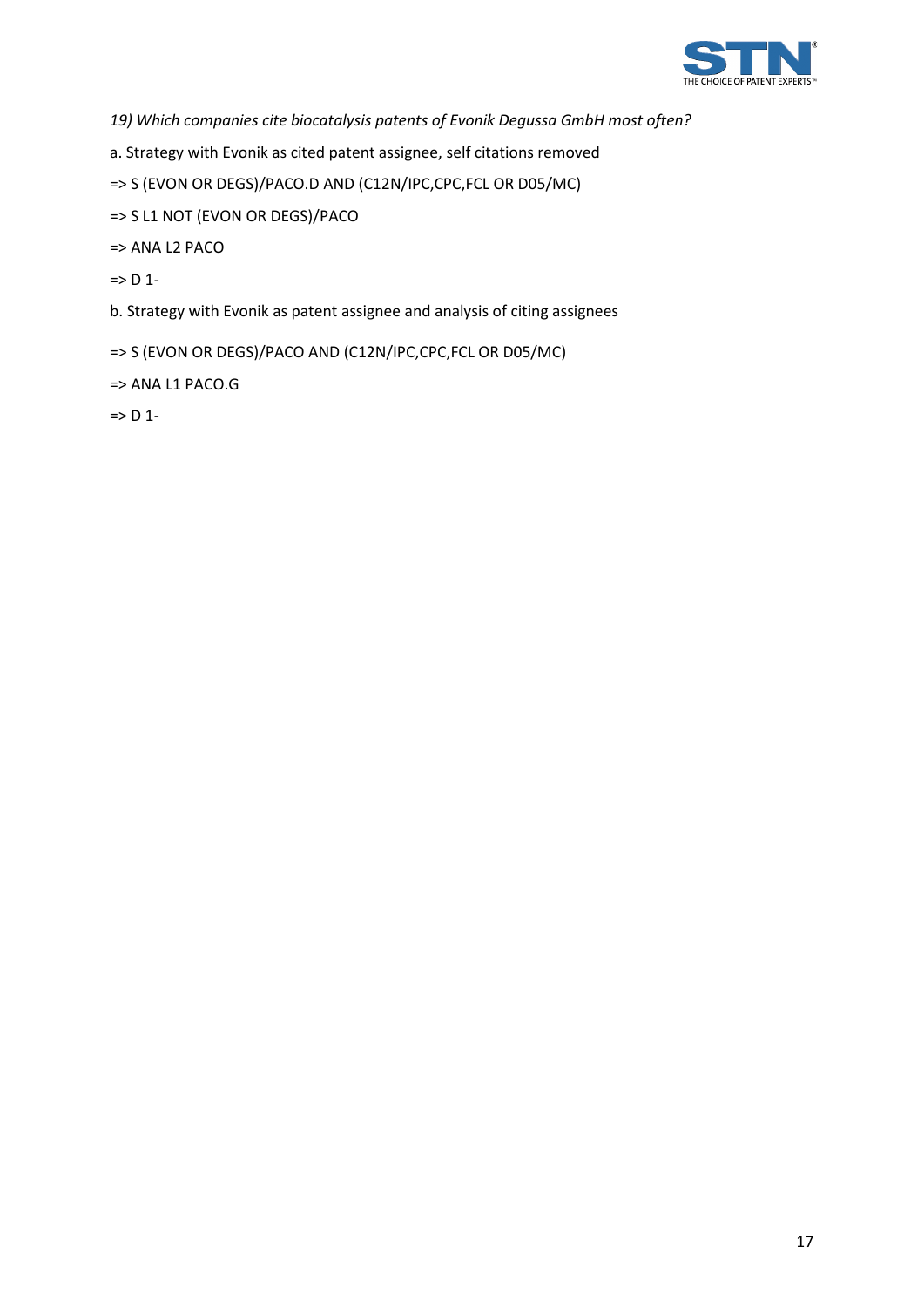*19) Which companies cite biocatalysis patents of Evonik Degussa GmbH most often?*

a. Strategy with Evonik as cited patent assignee, self citations removed

=> S (EVON OR DEGS)/PACO.D AND (C12N/IPC,CPC,FCL OR D05/MC)

=> S L1 NOT (EVON OR DEGS)/PACO

=> ANA L2 PACO

=> D 1-

b. Strategy with Evonik as patent assignee and analysis of citing assignees

=> S (EVON OR DEGS)/PACO AND (C12N/IPC,CPC,FCL OR D05/MC)

=> ANA L1 PACO.G

=> D 1-